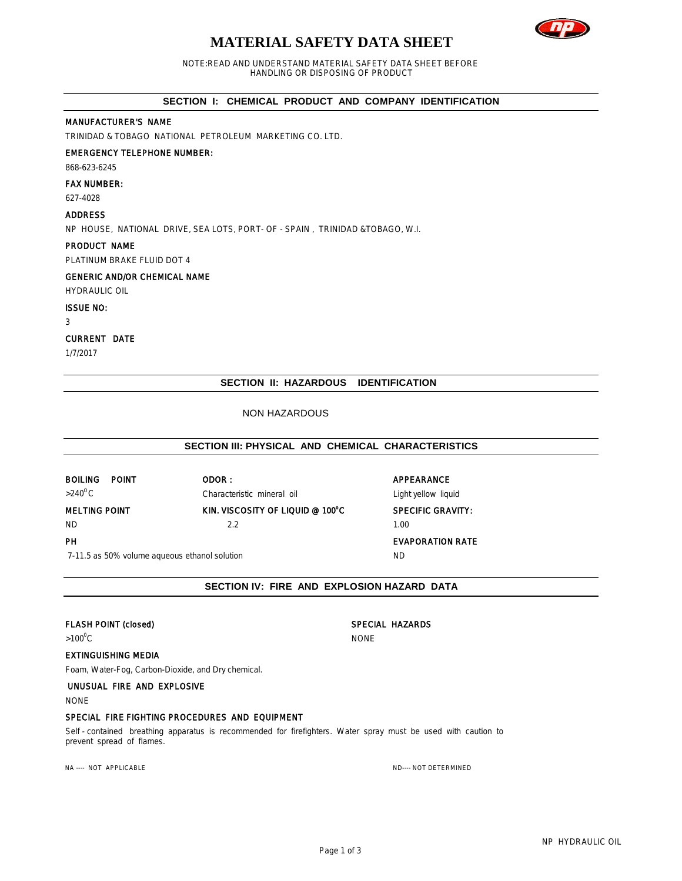# MATERIAL SAFETY DATA SHEET

NOTE:READ AND UNDERSTAND MATERIAL SAFETY DATA SHEET BEFORE HANDLING OR DISPOSING OF PRODUCT

## SECTION I: CHEMICAL PRODUCT AND COMPANY IDENTIFICATION

**MANUFACTURER'S NAME**

TRINIDAD & TOBAGO NATIONAL PETROLEUM MARKETING CO. LTD.

**EMERGENCY TELEPHONE NUMBER:**

868-623-6245

**FAX NUMBER:**

627-4028

**ADDRESS**

NP HOUSE, NATIONAL DRIVE, SEA LOTS, PORT- OF - SPAIN , TRINIDAD &TOBAGO, W.I.

**PRODUCT NAME**

PLATINUM BRAKE FLUID DOT 4

**GENERIC AND/OR CHEMICAL NAME**

HYDRAULIC OIL

**ISSUE NO:**

3

**CURRENT DATE**

1/7/2017

## SECTION II: HAZARDOUS IDENTIFICATION

NON HAZARDOUS

## SECTION III: PHYSICAL AND CHEMICAL CHARACTERISTICS

**BOILING POINT**

>240$^{0}$C

**ODOR :**

Characteristic mineral oil

**APPEARANCE**

Light yellow liquid

**MELTING POINT**

ND

**KIN. VISCOSITY OF LIQUID @ 100$^{o}$C**

2.2

**SPECIFIC GRAVITY:**

1.00

**PH**

7-11.5 as 50% volume aqueous ethanol solution

**EVAPORATION RATE**

ND

## SECTION IV: FIRE AND EXPLOSION HAZARD DATA

**FLASH POINT (closed)**

>100$^{0}$C

**SPECIAL HAZARDS**

NONE

**EXTINGUISHING MEDIA**

Foam, Water-Fog, Carbon-Dioxide, and Dry chemical.

**UNUSUAL FIRE AND EXPLOSIVE**

NONE

**SPECIAL FIRE FIGHTING PROCEDURES AND EQUIPMENT**

Self - contained breathing apparatus is recommended for firefighters. Water spray must be used with caution to prevent spread of flames.

NA ---- NOT APPLICABLE

ND---- NOT DETERMINED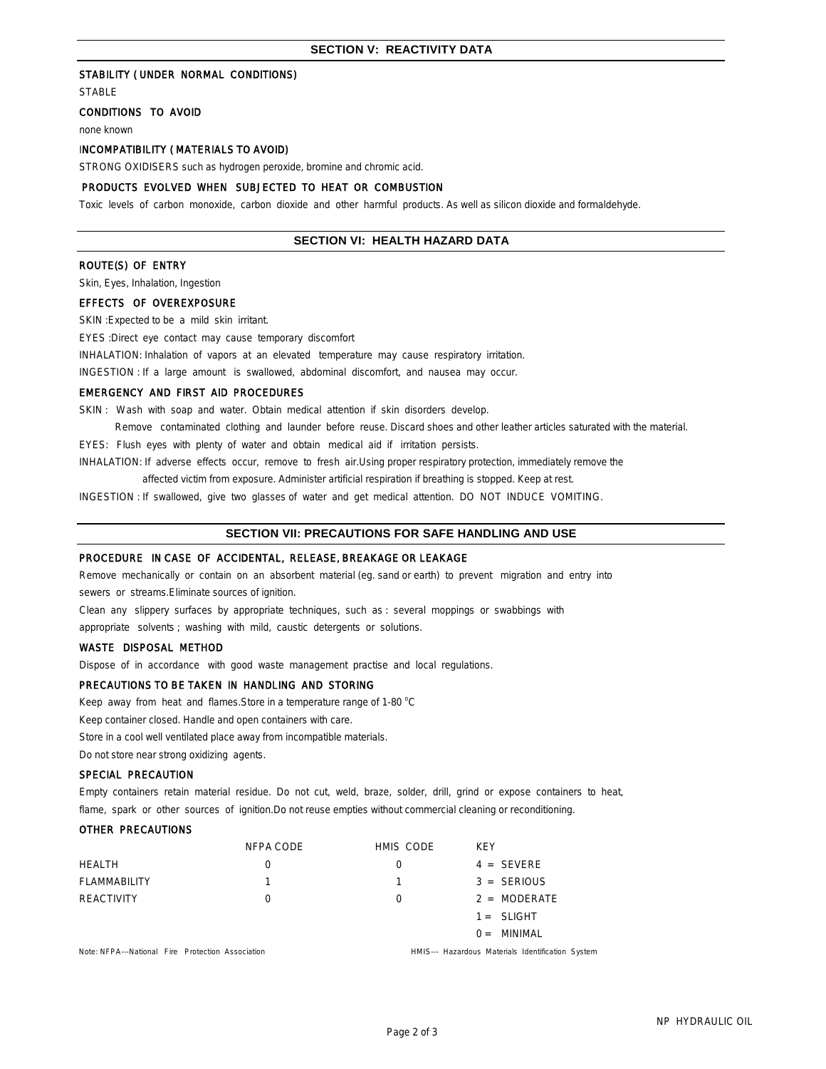## SECTION V: REACTIVITY DATA

**STABILITY ( UNDER NORMAL CONDITIONS)**

STABLE

**CONDITIONS TO AVOID**

none known

**INCOMPATIBILITY ( MATERIALS TO AVOID)**

STRONG OXIDISERS such as hydrogen peroxide, bromine and chromic acid.

**PRODUCTS EVOLVED WHEN SUBJECTED TO HEAT OR COMBUSTION**

Toxic levels of carbon monoxide, carbon dioxide and other harmful products. As well as silicon dioxide and formaldehyde.

## SECTION VI: HEALTH HAZARD DATA

**ROUTE(S) OF ENTRY**

Skin, Eyes, Inhalation, Ingestion

**EFFECTS OF OVEREXPOSURE**

SKIN :Expected to be a mild skin irritant.

EYES :Direct eye contact may cause temporary discomfort

INHALATION: Inhalation of vapors at an elevated temperature may cause respiratory irritation.

INGESTION : If a large amount is swallowed, abdominal discomfort, and nausea may occur.

**EMERGENCY AND FIRST AID PROCEDURES**

SKIN : Wash with soap and water. Obtain medical attention if skin disorders develop.

Remove contaminated clothing and launder before reuse. Discard shoes and other leather articles saturated with the material.

EYES: Flush eyes with plenty of water and obtain medical aid if irritation persists.

INHALATION: If adverse effects occur, remove to fresh air.Using proper respiratory protection, immediately remove the affected victim from exposure. Administer artificial respiration if breathing is stopped. Keep at rest.

INGESTION : If swallowed, give two glasses of water and get medical attention. DO NOT INDUCE VOMITING.

## SECTION VII: PRECAUTIONS FOR SAFE HANDLING AND USE

**PROCEDURE IN CASE OF ACCIDENTAL, RELEASE, BREAKAGE OR LEAKAGE**

Remove mechanically or contain on an absorbent material (eg. sand or earth) to prevent migration and entry into sewers or streams.Eliminate sources of ignition.

Clean any slippery surfaces by appropriate techniques, such as : several moppings or swabbings with appropriate solvents ; washing with mild, caustic detergents or solutions.

**WASTE DISPOSAL METHOD**

Dispose of in accordance with good waste management practise and local regulations.

**PRECAUTIONS TO BE TAKEN IN HANDLING AND STORING**

Keep away from heat and flames.Store in a temperature range of 1-80 °C

Keep container closed. Handle and open containers with care.

Store in a cool well ventilated place away from incompatible materials.

Do not store near strong oxidizing agents.

**SPECIAL PRECAUTION**

Empty containers retain material residue. Do not cut, weld, braze, solder, drill, grind or expose containers to heat, flame, spark or other sources of ignition.Do not reuse empties without commercial cleaning or reconditioning.

**OTHER PRECAUTIONS**

| | NFPA CODE | HMIS CODE | KEY |
|---|---|---|---|
| HEALTH | 0 | 0 | 4 = SEVERE |
| FLAMMABILITY | 1 | 1 | 3 = SERIOUS |
| REACTIVITY | 0 | 0 | 2 = MODERATE |
| | | | 1 = SLIGHT |
| | | | 0 = MINIMAL |

Note: NFPA---National Fire Protection Association HMIS--- Hazardous Materials Identification System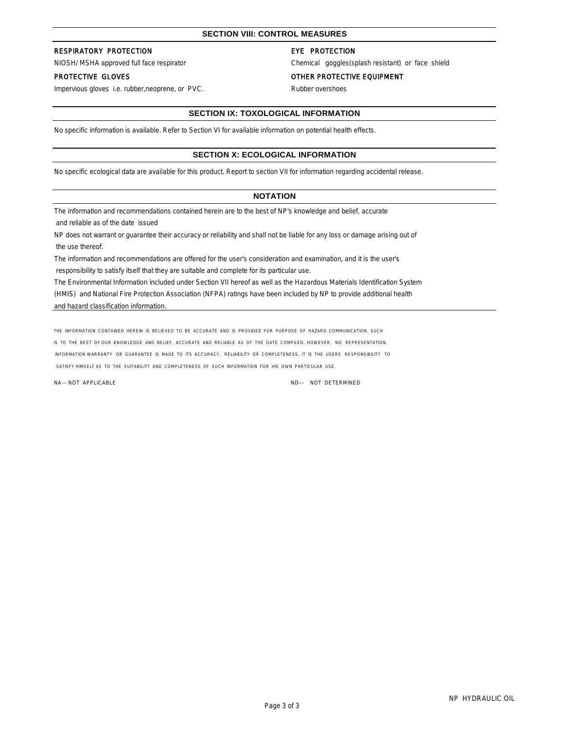## SECTION VIII: CONTROL MEASURES

**RESPIRATORY PROTECTION**

NIOSH/ MSHA approved full face respirator

**EYE PROTECTION**

Chemical goggles(splash resistant) or face shield

**PROTECTIVE GLOVES**

Impervious gloves i.e. rubber,neoprene, or PVC.

**OTHER PROTECTIVE EQUIPMENT**

Rubber overshoes

## SECTION IX: TOXOLOGICAL INFORMATION

No specific information is available. Refer to Section VI for available information on potential health effects.

## SECTION X: ECOLOGICAL INFORMATION

No specific ecological data are available for this product. Report to section VII for information regarding accidental release.

## NOTATION

The information and recommendations contained herein are to the best of NP's knowledge and belief, accurate and reliable as of the date issued

NP does not warrant or guarantee their accuracy or reliability and shall not be liable for any loss or damage arising out of the use thereof.

The information and recommendations are offered for the user's consideration and examination, and it is the user's responsibility to satisfy itself that they are suitable and complete for its particular use.

The Environmental Information included under Section VII hereof as well as the Hazardous Materials Identification System (HMIS) and National Fire Protection Association (NFPA) ratings have been included by NP to provide additional health and hazard classification information.

THE INFORMATION CONTAINED HEREIN IS BELIEVED TO BE ACCURATE AND IS PROVIDED FOR PURPOSE OF HAZARD COMMUNICATION. SUCH IS TO THE BEST OF OUR KNOWLEDGE AND BELIEF, ACCURATE AND RELIABLE AS OF THE DATE COMPILED. HOWEVER, NO REPRESENTATION, INFORMATION WARRANTY OR GUARANTEE IS MADE TO ITS ACCURACY, RELIABILITY OR COMPLETENESS. IT IS THE USERS RESPONSIBILITY TO SATISFY HIMSELF AS TO THE SUITABILITY AND COMPLETENESS OF SUCH INFORMATION FOR HIS OWN PARTICULAR USE.

NA--- NOT APPLICABLE

ND--- NOT DETERMINED